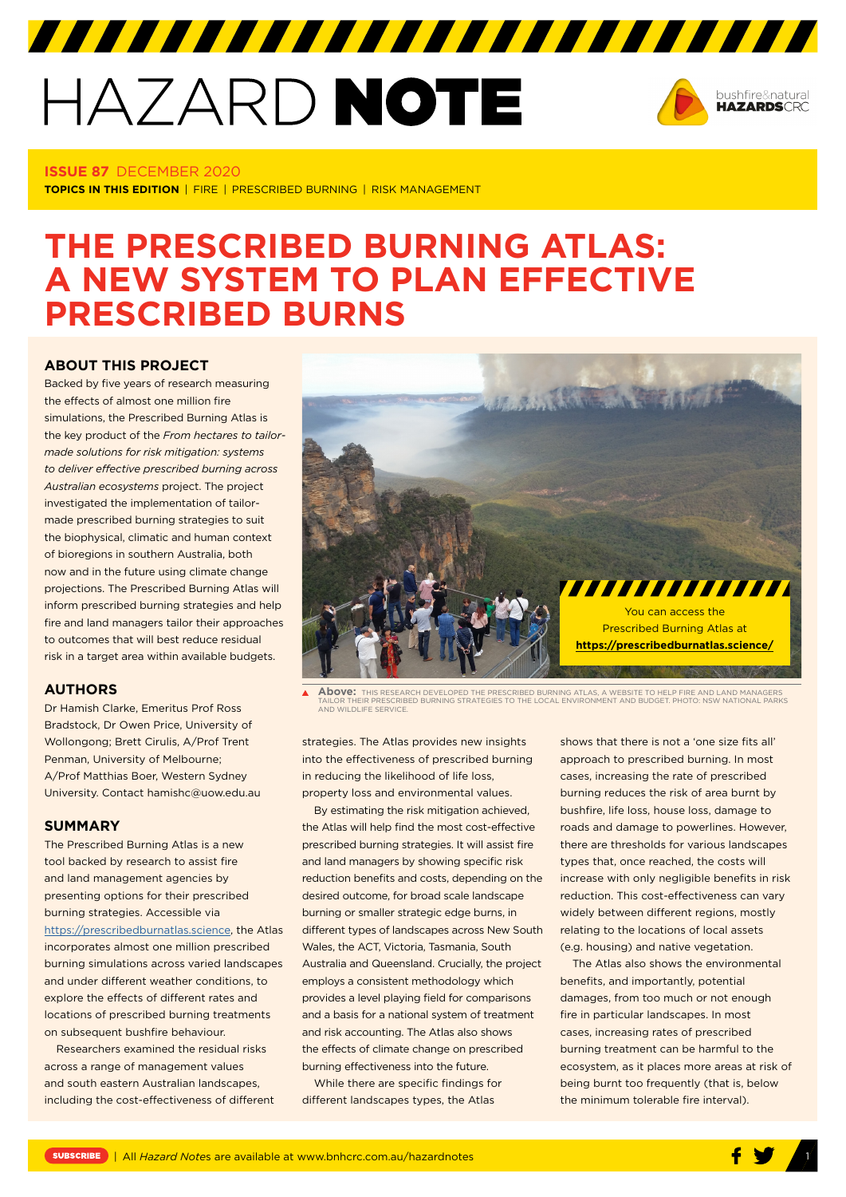# HAZARD NOTE

**ISSUE 87** DECEMBER 2020

**TOPICS IN THIS EDITION** | FIRE | PRESCRIBED BURNING | RISK MANAGEMENT

# THE PRESCRIBED BURNING ATLAS: A NEW SYSTEM TO PLAN EFFECTIVE PRESCRIBED BURNS

## ABOUT THIS PROJECT

Backed by five years of research measuring the effects of almost one million fire simulations, the Prescribed Burning Atlas is the key product of the *From hectares to tailor-made solutions for risk mitigation: systems to deliver effective prescribed burning across Australian ecosystems* project. The project investigated the implementation of tailor-made prescribed burning strategies to suit the biophysical, climatic and human context of bioregions in southern Australia, both now and in the future using climate change projections. The Prescribed Burning Atlas will inform prescribed burning strategies and help fire and land managers tailor their approaches to outcomes that will best reduce residual risk in a target area within available budgets.

## AUTHORS

Dr Hamish Clarke, Emeritus Prof Ross Bradstock, Dr Owen Price, University of Wollongong; Brett Cirulis, A/Prof Trent Penman, University of Melbourne; A/Prof Matthias Boer, Western Sydney University. Contact hamishc@uow.edu.au

## SUMMARY

The Prescribed Burning Atlas is a new tool backed by research to assist fire and land management agencies by presenting options for their prescribed burning strategies. Accessible via https://prescribedburnatlas.science, the Atlas incorporates almost one million prescribed burning simulations across varied landscapes and under different weather conditions, to explore the effects of different rates and locations of prescribed burning treatments on subsequent bushfire behaviour.

Researchers examined the residual risks across a range of management values and south eastern Australian landscapes, including the cost-effectiveness of different strategies. The Atlas provides new insights into the effectiveness of prescribed burning in reducing the likelihood of life loss, property loss and environmental values.

By estimating the risk mitigation achieved, the Atlas will help find the most cost-effective prescribed burning strategies. It will assist fire and land managers by showing specific risk reduction benefits and costs, depending on the desired outcome, for broad scale landscape burning or smaller strategic edge burns, in different types of landscapes across New South Wales, the ACT, Victoria, Tasmania, South Australia and Queensland. Crucially, the project employs a consistent methodology which provides a level playing field for comparisons and a basis for a national system of treatment and risk accounting. The Atlas also shows the effects of climate change on prescribed burning effectiveness into the future.

While there are specific findings for different landscapes types, the Atlas shows that there is not a 'one size fits all' approach to prescribed burning. In most cases, increasing the rate of prescribed burning reduces the risk of area burnt by bushfire, life loss, house loss, damage to roads and damage to powerlines. However, there are thresholds for various landscapes types that, once reached, the costs will increase with only negligible benefits in risk reduction. This cost-effectiveness can vary widely between different regions, mostly relating to the locations of local assets (e.g. housing) and native vegetation.

The Atlas also shows the environmental benefits, and importantly, potential damages, from too much or not enough fire in particular landscapes. In most cases, increasing rates of prescribed burning treatment can be harmful to the ecosystem, as it places more areas at risk of being burnt too frequently (that is, below the minimum tolerable fire interval).

You can access the Prescribed Burning Atlas at **https://prescribedburnatlas.science/**

**Above:** THIS RESEARCH DEVELOPED THE PRESCRIBED BURNING ATLAS, A WEBSITE TO HELP FIRE AND LAND MANAGERS TAILOR THEIR PRESCRIBED BURNING STRATEGIES TO THE LOCAL ENVIRONMENT AND BUDGET. PHOTO: NSW NATIONAL PARKS AND WILDLIFE SERVICE.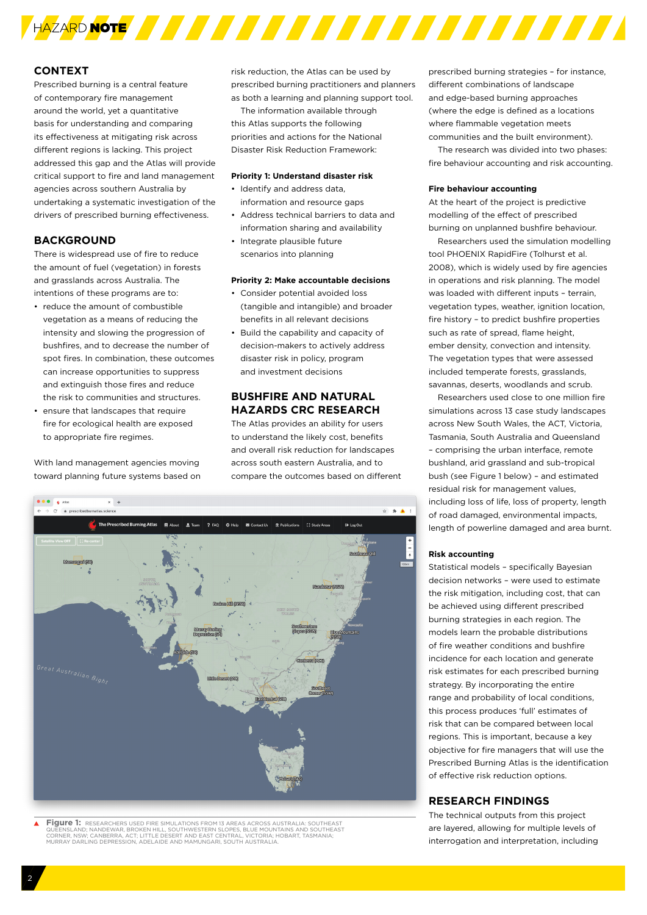## CONTEXT

Prescribed burning is a central feature of contemporary fire management around the world, yet a quantitative basis for understanding and comparing its effectiveness at mitigating risk across different regions is lacking. This project addressed this gap and the Atlas will provide critical support to fire and land management agencies across southern Australia by undertaking a systematic investigation of the drivers of prescribed burning effectiveness.

## BACKGROUND

There is widespread use of fire to reduce the amount of fuel (vegetation) in forests and grasslands across Australia. The intentions of these programs are to:

- reduce the amount of combustible vegetation as a means of reducing the intensity and slowing the progression of bushfires, and to decrease the number of spot fires. In combination, these outcomes can increase opportunities to suppress and extinguish those fires and reduce the risk to communities and structures.
- ensure that landscapes that require fire for ecological health are exposed to appropriate fire regimes.

With land management agencies moving toward planning future systems based on risk reduction, the Atlas can be used by prescribed burning practitioners and planners as both a learning and planning support tool.

The information available through this Atlas supports the following priorities and actions for the National Disaster Risk Reduction Framework:

**Priority 1: Understand disaster risk**

- Identify and address data, information and resource gaps
- Address technical barriers to data and information sharing and availability
- Integrate plausible future scenarios into planning

**Priority 2: Make accountable decisions**

- Consider potential avoided loss (tangible and intangible) and broader benefits in all relevant decisions
- Build the capability and capacity of decision-makers to actively address disaster risk in policy, program and investment decisions

## BUSHFIRE AND NATURAL HAZARDS CRC RESEARCH

The Atlas provides an ability for users to understand the likely cost, benefits and overall risk reduction for landscapes across south eastern Australia, and to compare the outcomes based on different prescribed burning strategies – for instance, different combinations of landscape and edge-based burning approaches (where the edge is defined as a locations where flammable vegetation meets communities and the built environment).

The research was divided into two phases: fire behaviour accounting and risk accounting.

### Fire behaviour accounting

At the heart of the project is predictive modelling of the effect of prescribed burning on unplanned bushfire behaviour.

Researchers used the simulation modelling tool PHOENIX RapidFire (Tolhurst et al. 2008), which is widely used by fire agencies in operations and risk planning. The model was loaded with different inputs – terrain, vegetation types, weather, ignition location, fire history – to predict bushfire properties such as rate of spread, flame height, ember density, convection and intensity. The vegetation types that were assessed included temperate forests, grasslands, savannas, deserts, woodlands and scrub.

Researchers used close to one million fire simulations across 13 case study landscapes across New South Wales, the ACT, Victoria, Tasmania, South Australia and Queensland – comprising the urban interface, remote bushland, arid grassland and sub-tropical bush (see Figure 1 below) – and estimated residual risk for management values, including loss of life, loss of property, length of road damaged, environmental impacts, length of powerline damaged and area burnt.

### Risk accounting

Statistical models – specifically Bayesian decision networks – were used to estimate the risk mitigation, including cost, that can be achieved using different prescribed burning strategies in each region. The models learn the probable distributions of fire weather conditions and bushfire incidence for each location and generate risk estimates for each prescribed burning strategy. By incorporating the entire range and probability of local conditions, this process produces 'full' estimates of risk that can be compared between local regions. This is important, because a key objective for fire managers that will use the Prescribed Burning Atlas is the identification of effective risk reduction options.

**Figure 1:** RESEARCHERS USED FIRE SIMULATIONS FROM 13 AREAS ACROSS AUSTRALIA: SOUTHEAST QUEENSLAND; NANDEWAR, BROKEN HILL, SOUTHWESTERN SLOPES, BLUE MOUNTAINS AND SOUTHEAST CORNER, NSW; CANBERRA, ACT; LITTLE DESERT AND EAST CENTRAL, VICTORIA; HOBART, TASMANIA; MURRAY DARLING DEPRESSION, ADELAIDE AND MAMUNGARI, SOUTH AUSTRALIA.

## RESEARCH FINDINGS

The technical outputs from this project are layered, allowing for multiple levels of interrogation and interpretation, including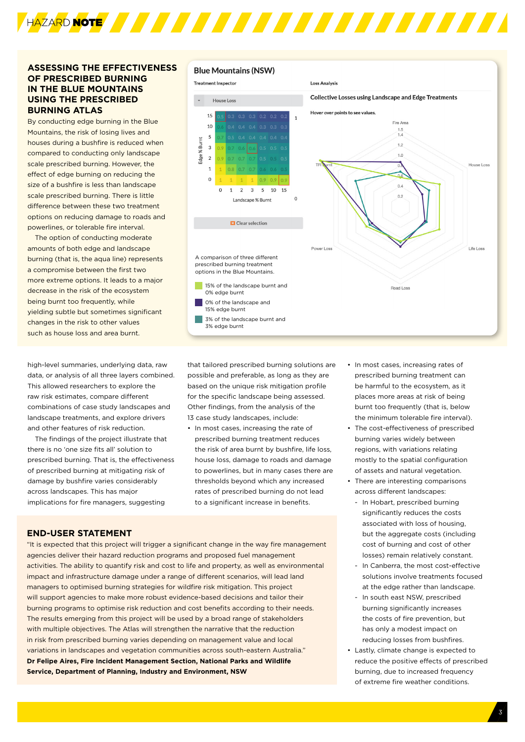## ASSESSING THE EFFECTIVENESS OF PRESCRIBED BURNING IN THE BLUE MOUNTAINS USING THE PRESCRIBED BURNING ATLAS

By conducting edge burning in the Blue Mountains, the risk of losing lives and houses during a bushfire is reduced when compared to conducting only landscape scale prescribed burning. However, the effect of edge burning on reducing the size of a bushfire is less than landscape scale prescribed burning. There is little difference between these two treatment options on reducing damage to roads and powerlines, or tolerable fire interval.

The option of conducting moderate amounts of both edge and landscape burning (that is, the aqua line) represents a compromise between the first two more extreme options. It leads to a major decrease in the risk of the ecosystem being burnt too frequently, while yielding subtle but sometimes significant changes in the risk to other values such as house loss and area burnt.

**Blue Mountains (NSW)**

Treatment Inspector — House Loss

| Edge % Burnt \ Landscape % Burnt | 0 | 1 | 2 | 3 | 5 | 10 | 15 |
|---|---|---|---|---|---|---|---|
| 15 | 0.5 | 0.3 | 0.3 | 0.3 | 0.2 | 0.2 | 0.2 |
| 10 | 0.6 | 0.4 | 0.4 | 0.4 | 0.3 | 0.3 | 0.3 |
| 5 | 0.7 | 0.5 | 0.4 | 0.4 | 0.4 | 0.4 | 0.4 |
| 3 | 0.9 | 0.7 | 0.6 | 0.6 | 0.5 | 0.5 | 0.5 |
| 2 | 0.9 | 0.7 | 0.7 | 0.7 | 0.5 | 0.5 | 0.5 |
| 1 | 1 | 0.8 | 0.7 | 0.7 | 0.6 | 0.6 | 0.5 |
| 0 | 1 | 1 | 1 | 1 | 0.9 | 0.9 | 0.9 |

Loss Analysis — Collective Losses using Landscape and Edge Treatments

A comparison of three different prescribed burning treatment options in the Blue Mountains.

- 15% of the landscape burnt and 0% edge burnt
- 0% of the landscape and 15% edge burnt
- 3% of the landscape burnt and 3% edge burnt

high-level summaries, underlying data, raw data, or analysis of all three layers combined. This allowed researchers to explore the raw risk estimates, compare different combinations of case study landscapes and landscape treatments, and explore drivers and other features of risk reduction.

The findings of the project illustrate that there is no 'one size fits all' solution to prescribed burning. That is, the effectiveness of prescribed burning at mitigating risk of damage by bushfire varies considerably across landscapes. This has major implications for fire managers, suggesting that tailored prescribed burning solutions are possible and preferable, as long as they are based on the unique risk mitigation profile for the specific landscape being assessed. Other findings, from the analysis of the 13 case study landscapes, include:

- In most cases, increasing the rate of prescribed burning treatment reduces the risk of area burnt by bushfire, life loss, house loss, damage to roads and damage to powerlines, but in many cases there are thresholds beyond which any increased rates of prescribed burning do not lead to a significant increase in benefits.
- In most cases, increasing rates of prescribed burning treatment can be harmful to the ecosystem, as it places more areas at risk of being burnt too frequently (that is, below the minimum tolerable fire interval).
- The cost-effectiveness of prescribed burning varies widely between regions, with variations relating mostly to the spatial configuration of assets and natural vegetation.
- There are interesting comparisons across different landscapes:
  - In Hobart, prescribed burning significantly reduces the costs associated with loss of housing, but the aggregate costs (including cost of burning and cost of other losses) remain relatively constant.
  - In Canberra, the most cost-effective solutions involve treatments focused at the edge rather than landscape.
  - In south east NSW, prescribed burning significantly increases the costs of fire prevention, but has only a modest impact on reducing losses from bushfires.
- Lastly, climate change is expected to reduce the positive effects of prescribed burning, due to increased frequency of extreme fire weather conditions.

## END-USER STATEMENT

"It is expected that this project will trigger a significant change in the way fire management agencies deliver their hazard reduction programs and proposed fuel management activities. The ability to quantify risk and cost to life and property, as well as environmental impact and infrastructure damage under a range of different scenarios, will lead land managers to optimised burning strategies for wildfire risk mitigation. This project will support agencies to make more robust evidence-based decisions and tailor their burning programs to optimise risk reduction and cost benefits according to their needs. The results emerging from this project will be used by a broad range of stakeholders with multiple objectives. The Atlas will strengthen the narrative that the reduction in risk from prescribed burning varies depending on management value and local variations in landscapes and vegetation communities across south-eastern Australia."

**Dr Felipe Aires, Fire Incident Management Section, National Parks and Wildlife Service, Department of Planning, Industry and Environment, NSW**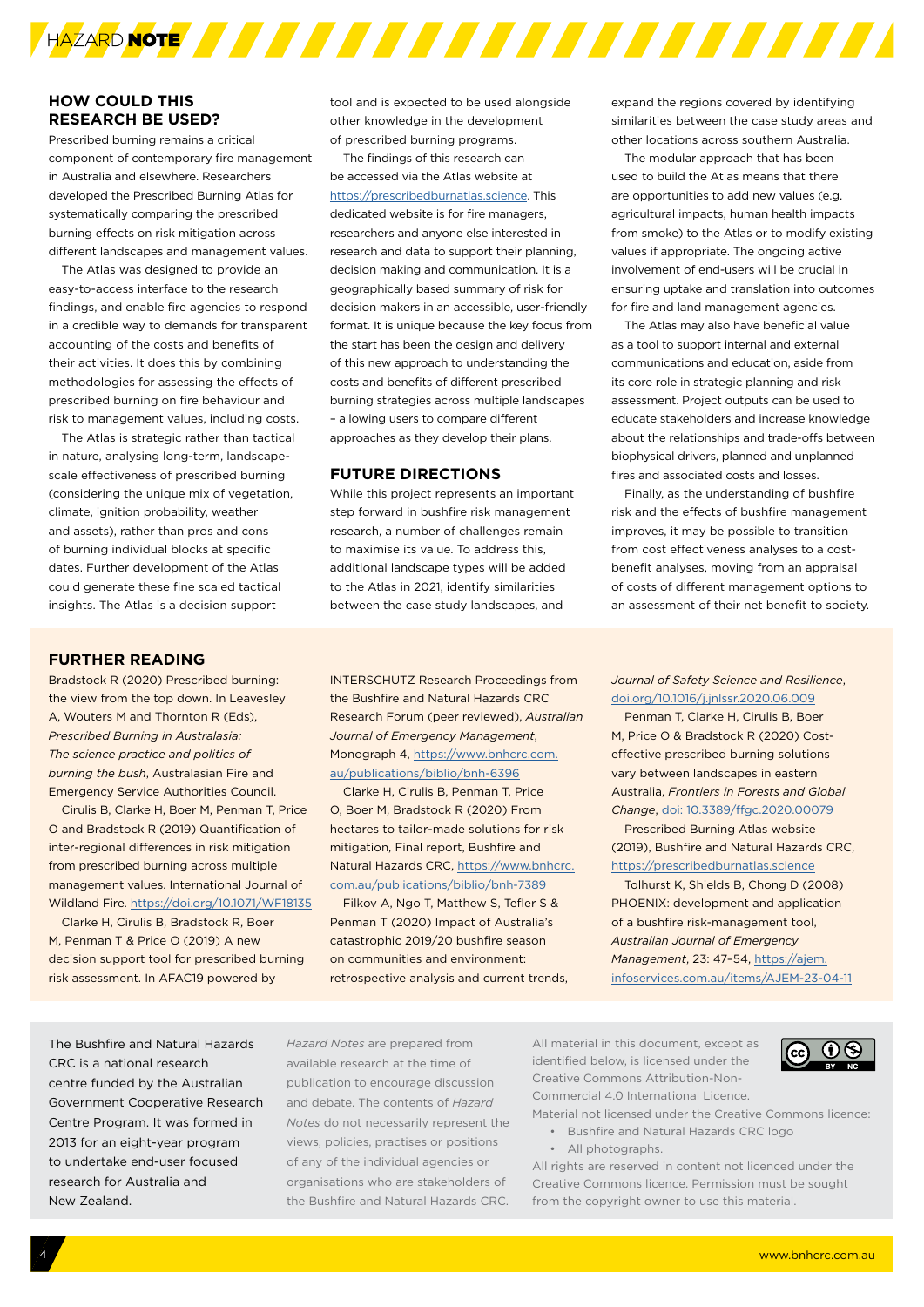## HOW COULD THIS RESEARCH BE USED?

Prescribed burning remains a critical component of contemporary fire management in Australia and elsewhere. Researchers developed the Prescribed Burning Atlas for systematically comparing the prescribed burning effects on risk mitigation across different landscapes and management values.

The Atlas was designed to provide an easy-to-access interface to the research findings, and enable fire agencies to respond in a credible way to demands for transparent accounting of the costs and benefits of their activities. It does this by combining methodologies for assessing the effects of prescribed burning on fire behaviour and risk to management values, including costs.

The Atlas is strategic rather than tactical in nature, analysing long-term, landscape-scale effectiveness of prescribed burning (considering the unique mix of vegetation, climate, ignition probability, weather and assets), rather than pros and cons of burning individual blocks at specific dates. Further development of the Atlas could generate these fine scaled tactical insights. The Atlas is a decision support tool and is expected to be used alongside other knowledge in the development of prescribed burning programs.

The findings of this research can be accessed via the Atlas website at https://prescribedburnatlas.science. This dedicated website is for fire managers, researchers and anyone else interested in research and data to support their planning, decision making and communication. It is a geographically based summary of risk for decision makers in an accessible, user-friendly format. It is unique because the key focus from the start has been the design and delivery of this new approach to understanding the costs and benefits of different prescribed burning strategies across multiple landscapes – allowing users to compare different approaches as they develop their plans.

## FUTURE DIRECTIONS

While this project represents an important step forward in bushfire risk management research, a number of challenges remain to maximise its value. To address this, additional landscape types will be added to the Atlas in 2021, identify similarities between the case study landscapes, and expand the regions covered by identifying similarities between the case study areas and other locations across southern Australia.

The modular approach that has been used to build the Atlas means that there are opportunities to add new values (e.g. agricultural impacts, human health impacts from smoke) to the Atlas or to modify existing values if appropriate. The ongoing active involvement of end-users will be crucial in ensuring uptake and translation into outcomes for fire and land management agencies.

The Atlas may also have beneficial value as a tool to support internal and external communications and education, aside from its core role in strategic planning and risk assessment. Project outputs can be used to educate stakeholders and increase knowledge about the relationships and trade-offs between biophysical drivers, planned and unplanned fires and associated costs and losses.

Finally, as the understanding of bushfire risk and the effects of bushfire management improves, it may be possible to transition from cost effectiveness analyses to a cost-benefit analyses, moving from an appraisal of costs of different management options to an assessment of their net benefit to society.

## FURTHER READING

Bradstock R (2020) Prescribed burning: the view from the top down. In Leavesley A, Wouters M and Thornton R (Eds), *Prescribed Burning in Australasia: The science practice and politics of burning the bush*, Australasian Fire and Emergency Service Authorities Council.

Cirulis B, Clarke H, Boer M, Penman T, Price O and Bradstock R (2019) Quantification of inter-regional differences in risk mitigation from prescribed burning across multiple management values. International Journal of Wildland Fire. https://doi.org/10.1071/WF18135

Clarke H, Cirulis B, Bradstock R, Boer M, Penman T & Price O (2019) A new decision support tool for prescribed burning risk assessment. In AFAC19 powered by INTERSCHUTZ Research Proceedings from the Bushfire and Natural Hazards CRC Research Forum (peer reviewed), *Australian Journal of Emergency Management*, Monograph 4, https://www.bnhcrc.com.au/publications/biblio/bnh-6396

Clarke H, Cirulis B, Penman T, Price O, Boer M, Bradstock R (2020) From hectares to tailor-made solutions for risk mitigation, Final report, Bushfire and Natural Hazards CRC, https://www.bnhcrc.com.au/publications/biblio/bnh-7389

Filkov A, Ngo T, Matthew S, Telfer S & Penman T (2020) Impact of Australia's catastrophic 2019/20 bushfire season on communities and environment: retrospective analysis and current trends, *Journal of Safety Science and Resilience*, doi.org/10.1016/j.jnlssr.2020.06.009

Penman T, Clarke H, Cirulis B, Boer M, Price O & Bradstock R (2020) Cost-effective prescribed burning solutions vary between landscapes in eastern Australia, *Frontiers in Forests and Global Change*, doi: 10.3389/ffgc.2020.00079

Prescribed Burning Atlas website (2019), Bushfire and Natural Hazards CRC, https://prescribedburnatlas.science

Tolhurst K, Shields B, Chong D (2008) PHOENIX: development and application of a bushfire risk-management tool, *Australian Journal of Emergency Management*, 23: 47–54, https://ajem.infoservices.com.au/items/AJEM-23-04-11

The Bushfire and Natural Hazards CRC is a national research centre funded by the Australian Government Cooperative Research Centre Program. It was formed in 2013 for an eight-year program to undertake end-user focused research for Australia and New Zealand.

*Hazard Notes* are prepared from available research at the time of publication to encourage discussion and debate. The contents of *Hazard Notes* do not necessarily represent the views, policies, practises or positions of any of the individual agencies or organisations who are stakeholders of the Bushfire and Natural Hazards CRC.

All material in this document, except as identified below, is licensed under the Creative Commons Attribution-Non-Commercial 4.0 International Licence.

Material not licensed under the Creative Commons licence:

- Bushfire and Natural Hazards CRC logo
- All photographs.

All rights are reserved in content not licenced under the Creative Commons licence. Permission must be sought from the copyright owner to use this material.